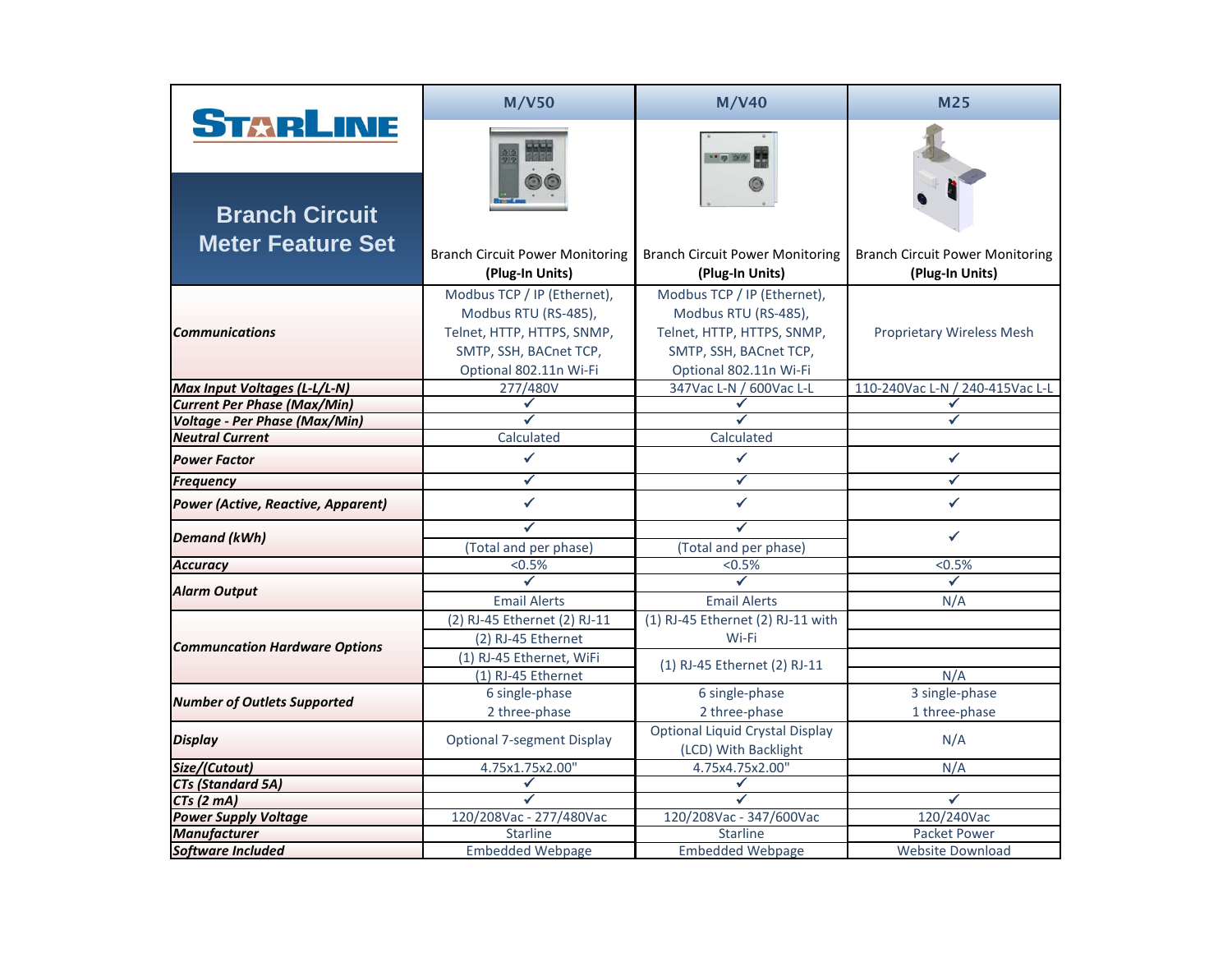| STARLINE<br>**Branch Circuit Meter Feature Set** | M/V50 | M/V40 | M25 |
|---|---|---|---|
| | Branch Circuit Power Monitoring **(Plug-In Units)** | Branch Circuit Power Monitoring **(Plug-In Units)** | Branch Circuit Power Monitoring **(Plug-In Units)** |
| ***Communications*** | Modbus TCP / IP (Ethernet), Modbus RTU (RS-485), Telnet, HTTP, HTTPS, SNMP, SMTP, SSH, BACnet TCP, Optional 802.11n Wi-Fi | Modbus TCP / IP (Ethernet), Modbus RTU (RS-485), Telnet, HTTP, HTTPS, SNMP, SMTP, SSH, BACnet TCP, Optional 802.11n Wi-Fi | Proprietary Wireless Mesh |
| ***Max Input Voltages (L-L/L-N)*** | 277/480V | 347Vac L-N / 600Vac L-L | 110-240Vac L-N / 240-415Vac L-L |
| ***Current Per Phase (Max/Min)*** | ✓ | ✓ | ✓ |
| ***Voltage - Per Phase (Max/Min)*** | ✓ | ✓ | ✓ |
| ***Neutral Current*** | Calculated | Calculated | |
| ***Power Factor*** | ✓ | ✓ | ✓ |
| ***Frequency*** | ✓ | ✓ | ✓ |
| ***Power (Active, Reactive, Apparent)*** | ✓ | ✓ | ✓ |
| ***Demand (kWh)*** | ✓ (Total and per phase) | ✓ (Total and per phase) | ✓ |
| ***Accuracy*** | <0.5% | <0.5% | <0.5% |
| ***Alarm Output*** | ✓ Email Alerts | ✓ Email Alerts | ✓ N/A |
| ***Communcation Hardware Options*** | (2) RJ-45 Ethernet (2) RJ-11 | (1) RJ-45 Ethernet (2) RJ-11 with Wi-Fi | |
| | (2) RJ-45 Ethernet | | |
| | (1) RJ-45 Ethernet, WiFi | (1) RJ-45 Ethernet (2) RJ-11 | |
| | (1) RJ-45 Ethernet | | N/A |
| ***Number of Outlets Supported*** | 6 single-phase<br>2 three-phase | 6 single-phase<br>2 three-phase | 3 single-phase<br>1 three-phase |
| ***Display*** | Optional 7-segment Display | Optional Liquid Crystal Display (LCD) With Backlight | N/A |
| ***Size/(Cutout)*** | 4.75x1.75x2.00" | 4.75x4.75x2.00" | N/A |
| ***CTs (Standard 5A)*** | ✓ | ✓ | |
| ***CTs (2 mA)*** | ✓ | ✓ | ✓ |
| ***Power Supply Voltage*** | 120/208Vac - 277/480Vac | 120/208Vac - 347/600Vac | 120/240Vac |
| ***Manufacturer*** | Starline | Starline | Packet Power |
| ***Software Included*** | Embedded Webpage | Embedded Webpage | Website Download |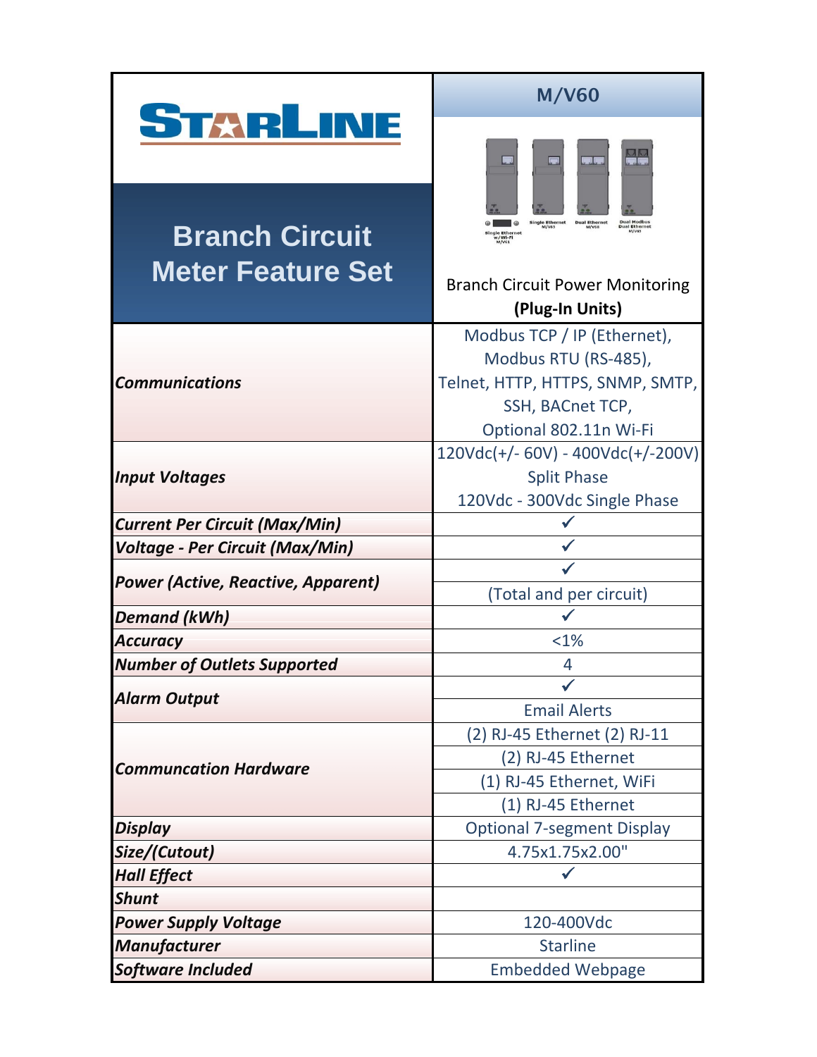| STARLINE Branch Circuit Meter Feature Set | M/V60 Branch Circuit Power Monitoring (Plug-In Units) |
|---|---|
| ***Communications*** | Modbus TCP / IP (Ethernet), Modbus RTU (RS-485), Telnet, HTTP, HTTPS, SNMP, SMTP, SSH, BACnet TCP, Optional 802.11n Wi-Fi |
| ***Input Voltages*** | 120Vdc(+/- 60V) - 400Vdc(+/-200V) Split Phase<br>120Vdc - 300Vdc Single Phase |
| ***Current Per Circuit (Max/Min)*** | ✓ |
| ***Voltage - Per Circuit (Max/Min)*** | ✓ |
| ***Power (Active, Reactive, Apparent)*** | ✓<br>(Total and per circuit) |
| ***Demand (kWh)*** | ✓ |
| ***Accuracy*** | <1% |
| ***Number of Outlets Supported*** | 4 |
| ***Alarm Output*** | ✓<br>Email Alerts |
| ***Communcation Hardware*** | (2) RJ-45 Ethernet (2) RJ-11<br>(2) RJ-45 Ethernet<br>(1) RJ-45 Ethernet, WiFi<br>(1) RJ-45 Ethernet |
| ***Display*** | Optional 7-segment Display |
| ***Size/(Cutout)*** | 4.75x1.75x2.00" |
| ***Hall Effect*** | ✓ |
| ***Shunt*** | |
| ***Power Supply Voltage*** | 120-400Vdc |
| ***Manufacturer*** | Starline |
| ***Software Included*** | Embedded Webpage |